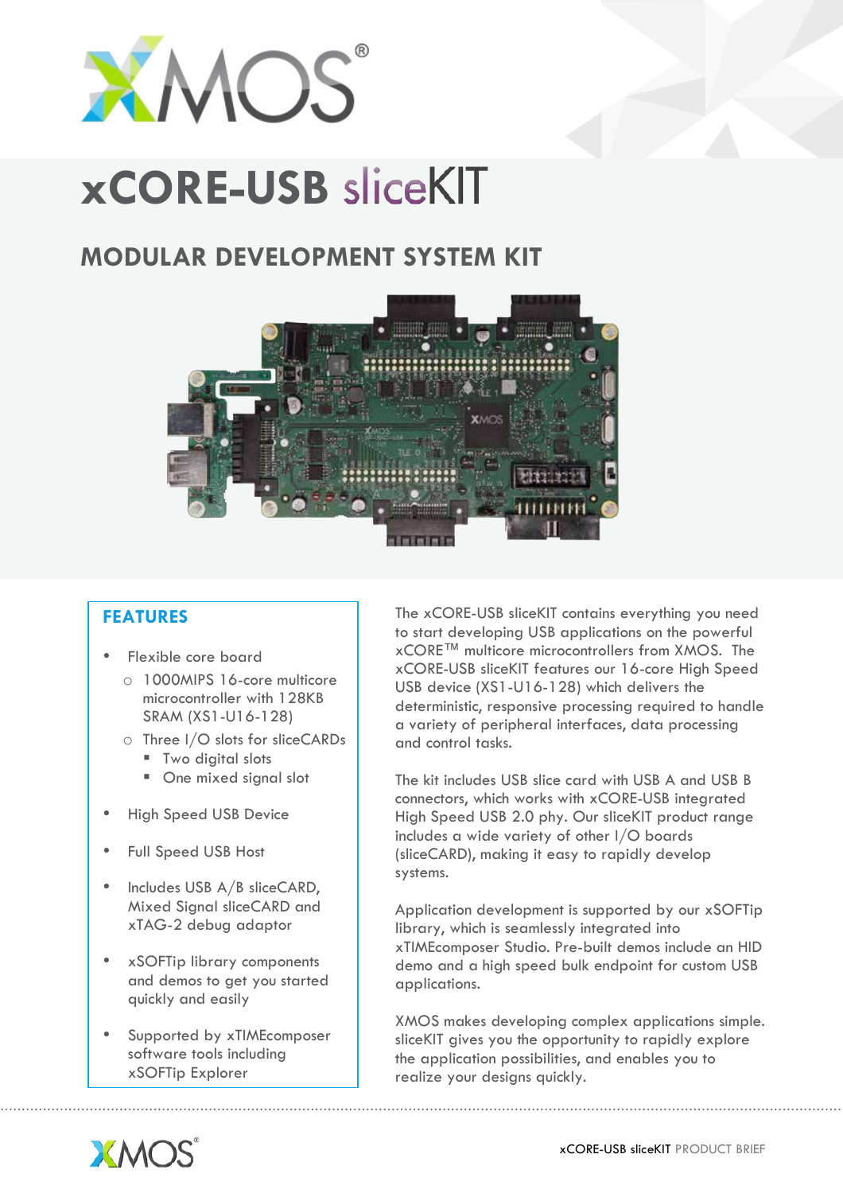# xCORE-USB sliceKIT

## MODULAR DEVELOPMENT SYSTEM KIT

### FEATURES

- Flexible core board
  - 1000MIPS 16-core multicore microcontroller with 128KB SRAM (XS1-U16-128)
  - Three I/O slots for sliceCARDs
    - Two digital slots
    - One mixed signal slot
- High Speed USB Device
- Full Speed USB Host
- Includes USB A/B sliceCARD, Mixed Signal sliceCARD and xTAG-2 debug adaptor
- xSOFTip library components and demos to get you started quickly and easily
- Supported by xTIMEcomposer software tools including xSOFTip Explorer

The xCORE-USB sliceKIT contains everything you need to start developing USB applications on the powerful xCORE™ multicore microcontrollers from XMOS. The xCORE-USB sliceKIT features our 16-core High Speed USB device (XS1-U16-128) which delivers the deterministic, responsive processing required to handle a variety of peripheral interfaces, data processing and control tasks.

The kit includes USB slice card with USB A and USB B connectors, which works with xCORE-USB integrated High Speed USB 2.0 phy. Our sliceKIT product range includes a wide variety of other I/O boards (sliceCARD), making it easy to rapidly develop systems.

Application development is supported by our xSOFTip library, which is seamlessly integrated into xTIMEcomposer Studio. Pre-built demos include an HID demo and a high speed bulk endpoint for custom USB applications.

XMOS makes developing complex applications simple. sliceKIT gives you the opportunity to rapidly explore the application possibilities, and enables you to realize your designs quickly.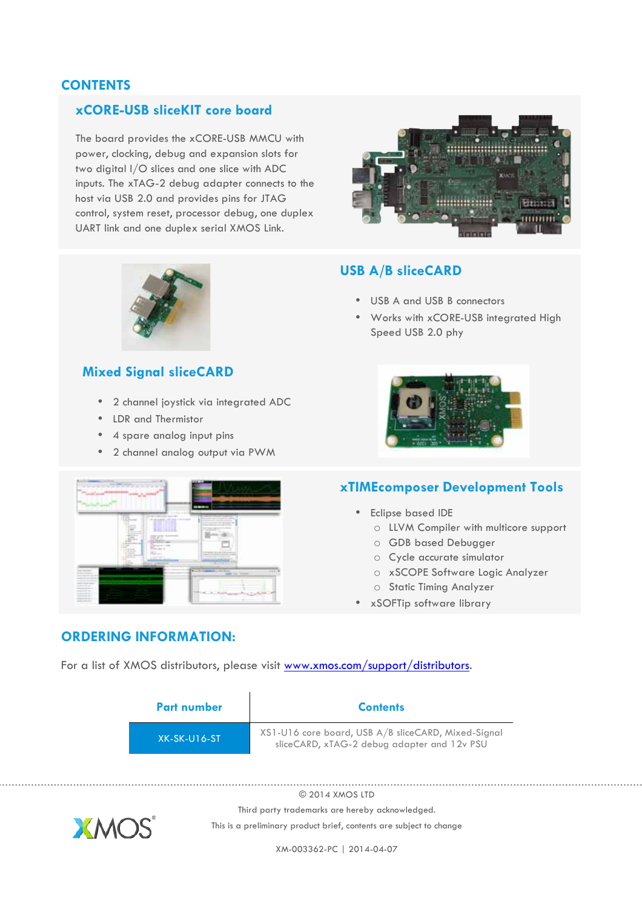## CONTENTS

### xCORE-USB sliceKIT core board

The board provides the xCORE-USB MMCU with power, clocking, debug and expansion slots for two digital I/O slices and one slice with ADC inputs. The xTAG-2 debug adapter connects to the host via USB 2.0 and provides pins for JTAG control, system reset, processor debug, one duplex UART link and one duplex serial XMOS Link.

### USB A/B sliceCARD

- USB A and USB B connectors
- Works with xCORE-USB integrated High Speed USB 2.0 phy

### Mixed Signal sliceCARD

- 2 channel joystick via integrated ADC
- LDR and Thermistor
- 4 spare analog input pins
- 2 channel analog output via PWM

### xTIMEcomposer Development Tools

- Eclipse based IDE
  - LLVM Compiler with multicore support
  - GDB based Debugger
  - Cycle accurate simulator
  - xSCOPE Software Logic Analyzer
  - Static Timing Analyzer
- xSOFTip software library

## ORDERING INFORMATION:

For a list of XMOS distributors, please visit www.xmos.com/support/distributors.

| Part number | Contents |
|---|---|
| XK-SK-U16-ST | XS1-U16 core board, USB A/B sliceCARD, Mixed-Signal sliceCARD, xTAG-2 debug adapter and 12v PSU |

© 2014 XMOS LTD

Third party trademarks are hereby acknowledged.

This is a preliminary product brief, contents are subject to change

XM-003362-PC | 2014-04-07